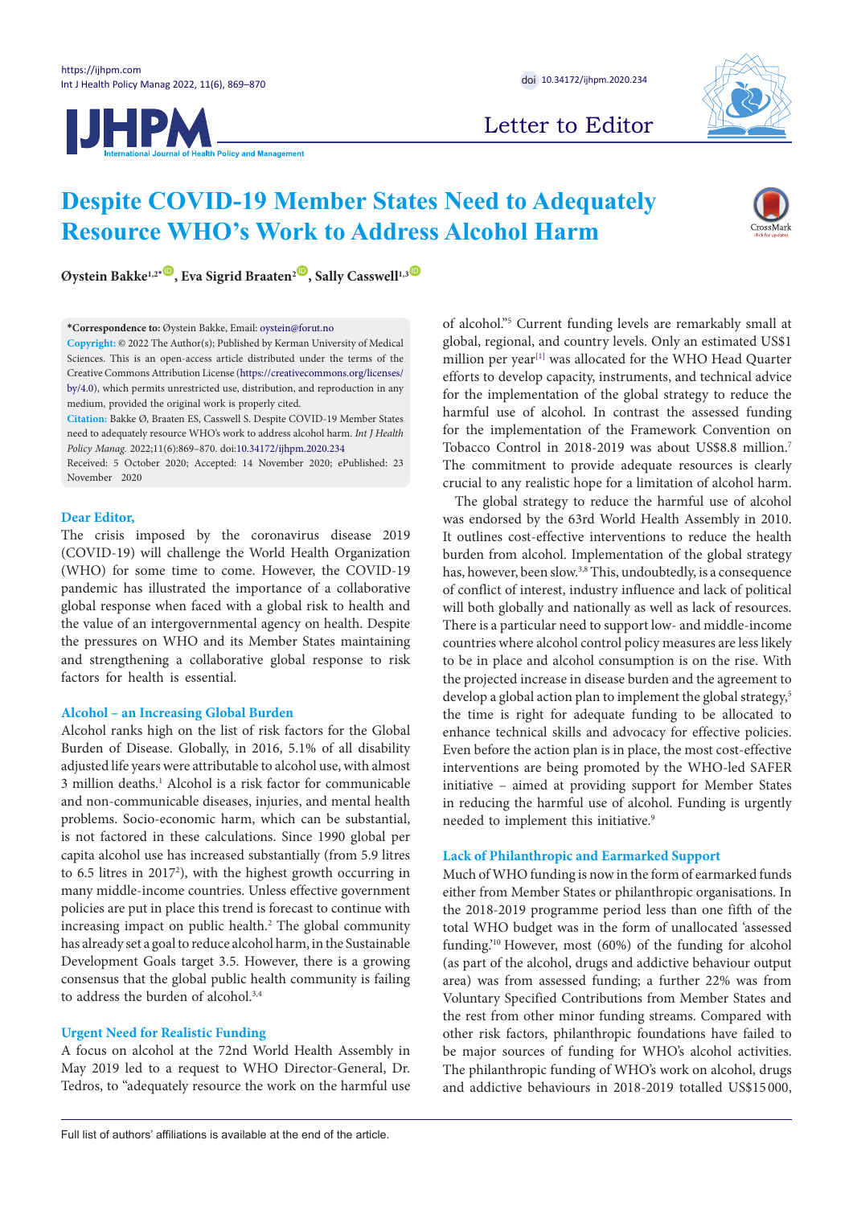Letter to Editor

# Despite COVID-19 Member States Need to Adequately Resource WHO's Work to Address Alcohol Harm

**Øystein Bakke[1,2*], Eva Sigrid Braaten[2], Sally Casswell[1,3]**

**\*Correspondence to:** Øystein Bakke, Email: oystein@forut.no

**Copyright:** © 2022 The Author(s); Published by Kerman University of Medical Sciences. This is an open-access article distributed under the terms of the Creative Commons Attribution License (https://creativecommons.org/licenses/by/4.0), which permits unrestricted use, distribution, and reproduction in any medium, provided the original work is properly cited.

**Citation:** Bakke Ø, Braaten ES, Casswell S. Despite COVID-19 Member States need to adequately resource WHO's work to address alcohol harm. *Int J Health Policy Manag.* 2022;11(6):869–870. doi:10.34172/ijhpm.2020.234

Received: 5 October 2020; Accepted: 14 November 2020; ePublished: 23 November 2020

**Dear Editor,**

The crisis imposed by the coronavirus disease 2019 (COVID-19) will challenge the World Health Organization (WHO) for some time to come. However, the COVID-19 pandemic has illustrated the importance of a collaborative global response when faced with a global risk to health and the value of an intergovernmental agency on health. Despite the pressures on WHO and its Member States maintaining and strengthening a collaborative global response to risk factors for health is essential.

## Alcohol – an Increasing Global Burden

Alcohol ranks high on the list of risk factors for the Global Burden of Disease. Globally, in 2016, 5.1% of all disability adjusted life years were attributable to alcohol use, with almost 3 million deaths.[1] Alcohol is a risk factor for communicable and non-communicable diseases, injuries, and mental health problems. Socio-economic harm, which can be substantial, is not factored in these calculations. Since 1990 global per capita alcohol use has increased substantially (from 5.9 litres to 6.5 litres in 2017[2]), with the highest growth occurring in many middle-income countries. Unless effective government policies are put in place this trend is forecast to continue with increasing impact on public health.[2] The global community has already set a goal to reduce alcohol harm, in the Sustainable Development Goals target 3.5. However, there is a growing consensus that the global public health community is failing to address the burden of alcohol.[3,4]

## Urgent Need for Realistic Funding

A focus on alcohol at the 72nd World Health Assembly in May 2019 led to a request to WHO Director-General, Dr. Tedros, to "adequately resource the work on the harmful use of alcohol."[5] Current funding levels are remarkably small at global, regional, and country levels. Only an estimated US$1 million per year[1] was allocated for the WHO Head Quarter efforts to develop capacity, instruments, and technical advice for the implementation of the global strategy to reduce the harmful use of alcohol. In contrast the assessed funding for the implementation of the Framework Convention on Tobacco Control in 2018-2019 was about US$8.8 million.[7] The commitment to provide adequate resources is clearly crucial to any realistic hope for a limitation of alcohol harm.

The global strategy to reduce the harmful use of alcohol was endorsed by the 63rd World Health Assembly in 2010. It outlines cost-effective interventions to reduce the health burden from alcohol. Implementation of the global strategy has, however, been slow.[3,8] This, undoubtedly, is a consequence of conflict of interest, industry influence and lack of political will both globally and nationally as well as lack of resources. There is a particular need to support low- and middle-income countries where alcohol control policy measures are less likely to be in place and alcohol consumption is on the rise. With the projected increase in disease burden and the agreement to develop a global action plan to implement the global strategy,[5] the time is right for adequate funding to be allocated to enhance technical skills and advocacy for effective policies. Even before the action plan is in place, the most cost-effective interventions are being promoted by the WHO-led SAFER initiative – aimed at providing support for Member States in reducing the harmful use of alcohol. Funding is urgently needed to implement this initiative.[9]

## Lack of Philanthropic and Earmarked Support

Much of WHO funding is now in the form of earmarked funds either from Member States or philanthropic organisations. In the 2018-2019 programme period less than one fifth of the total WHO budget was in the form of unallocated 'assessed funding.'[10] However, most (60%) of the funding for alcohol (as part of the alcohol, drugs and addictive behaviour output area) was from assessed funding; a further 22% was from Voluntary Specified Contributions from Member States and the rest from other minor funding streams. Compared with other risk factors, philanthropic foundations have failed to be major sources of funding for WHO's alcohol activities. The philanthropic funding of WHO's work on alcohol, drugs and addictive behaviours in 2018-2019 totalled US$15 000,

Full list of authors' affiliations is available at the end of the article.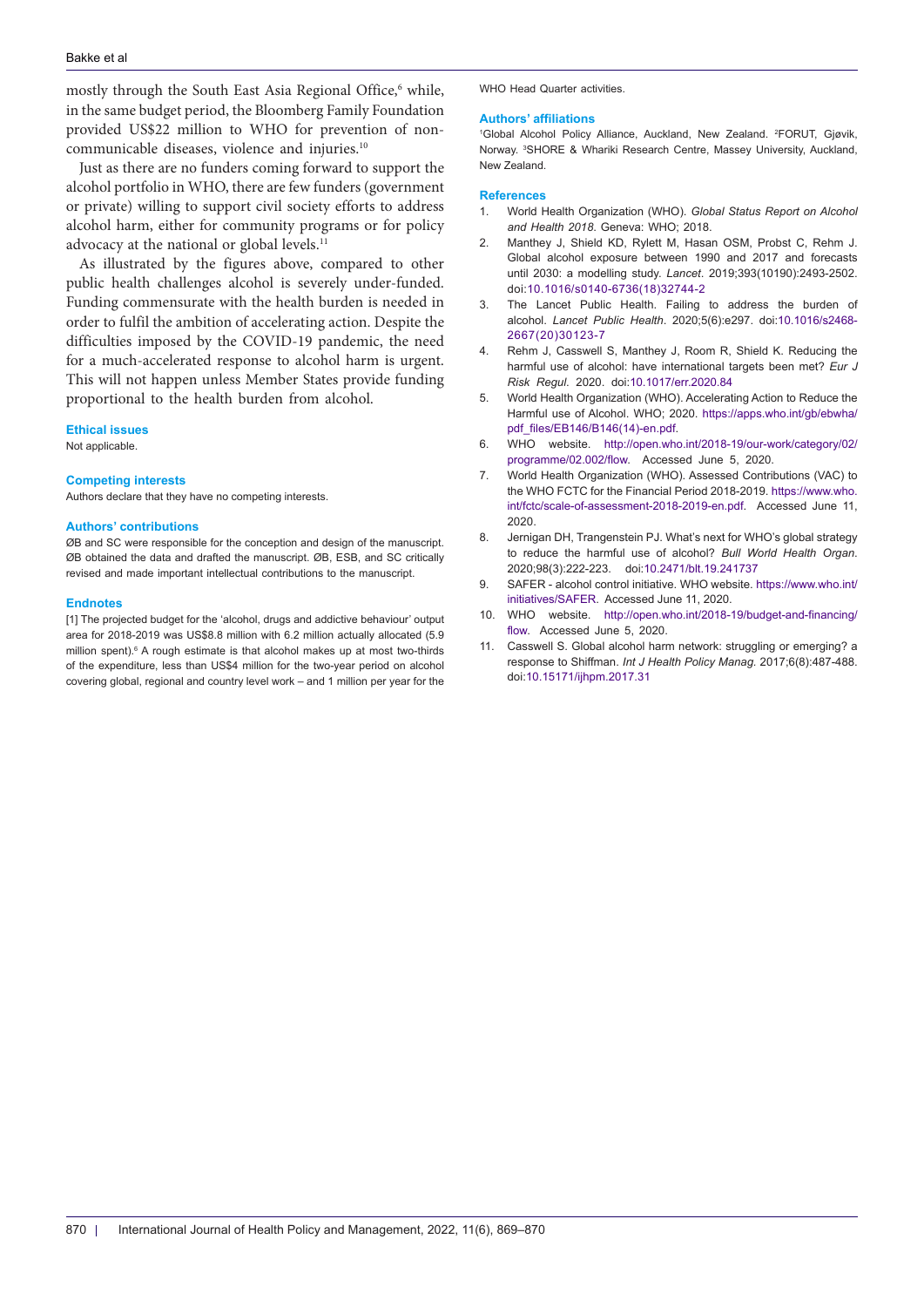mostly through the South East Asia Regional Office,[6] while, in the same budget period, the Bloomberg Family Foundation provided US$22 million to WHO for prevention of non-communicable diseases, violence and injuries.[10]

Just as there are no funders coming forward to support the alcohol portfolio in WHO, there are few funders (government or private) willing to support civil society efforts to address alcohol harm, either for community programs or for policy advocacy at the national or global levels.[11]

As illustrated by the figures above, compared to other public health challenges alcohol is severely under-funded. Funding commensurate with the health burden is needed in order to fulfil the ambition of accelerating action. Despite the difficulties imposed by the COVID-19 pandemic, the need for a much-accelerated response to alcohol harm is urgent. This will not happen unless Member States provide funding proportional to the health burden from alcohol.

### Ethical issues

Not applicable.

### Competing interests

Authors declare that they have no competing interests.

### Authors' contributions

ØB and SC were responsible for the conception and design of the manuscript. ØB obtained the data and drafted the manuscript. ØB, ESB, and SC critically revised and made important intellectual contributions to the manuscript.

### Endnotes

[1] The projected budget for the 'alcohol, drugs and addictive behaviour' output area for 2018-2019 was US$8.8 million with 6.2 million actually allocated (5.9 million spent).[6] A rough estimate is that alcohol makes up at most two-thirds of the expenditure, less than US$4 million for the two-year period on alcohol covering global, regional and country level work – and 1 million per year for the WHO Head Quarter activities.

### Authors' affiliations

[1]Global Alcohol Policy Alliance, Auckland, New Zealand. [2]FORUT, Gjøvik, Norway. [3]SHORE & Whariki Research Centre, Massey University, Auckland, New Zealand.

### References

1. World Health Organization (WHO). *Global Status Report on Alcohol and Health 2018*. Geneva: WHO; 2018.
2. Manthey J, Shield KD, Rylett M, Hasan OSM, Probst C, Rehm J. Global alcohol exposure between 1990 and 2017 and forecasts until 2030: a modelling study. *Lancet*. 2019;393(10190):2493-2502. doi:10.1016/s0140-6736(18)32744-2
3. The Lancet Public Health. Failing to address the burden of alcohol. *Lancet Public Health*. 2020;5(6):e297. doi:10.1016/s2468-2667(20)30123-7
4. Rehm J, Casswell S, Manthey J, Room R, Shield K. Reducing the harmful use of alcohol: have international targets been met? *Eur J Risk Regul*. 2020. doi:10.1017/err.2020.84
5. World Health Organization (WHO). Accelerating Action to Reduce the Harmful use of Alcohol. WHO; 2020. https://apps.who.int/gb/ebwha/pdf_files/EB146/B146(14)-en.pdf.
6. WHO website. http://open.who.int/2018-19/our-work/category/02/programme/02.002/flow. Accessed June 5, 2020.
7. World Health Organization (WHO). Assessed Contributions (VAC) to the WHO FCTC for the Financial Period 2018-2019. https://www.who.int/fctc/scale-of-assessment-2018-2019-en.pdf. Accessed June 11, 2020.
8. Jernigan DH, Trangenstein PJ. What's next for WHO's global strategy to reduce the harmful use of alcohol? *Bull World Health Organ*. 2020;98(3):222-223. doi:10.2471/blt.19.241737
9. SAFER - alcohol control initiative. WHO website. https://www.who.int/initiatives/SAFER. Accessed June 11, 2020.
10. WHO website. http://open.who.int/2018-19/budget-and-financing/flow. Accessed June 5, 2020.
11. Casswell S. Global alcohol harm network: struggling or emerging? a response to Shiffman. *Int J Health Policy Manag*. 2017;6(8):487-488. doi:10.15171/ijhpm.2017.31